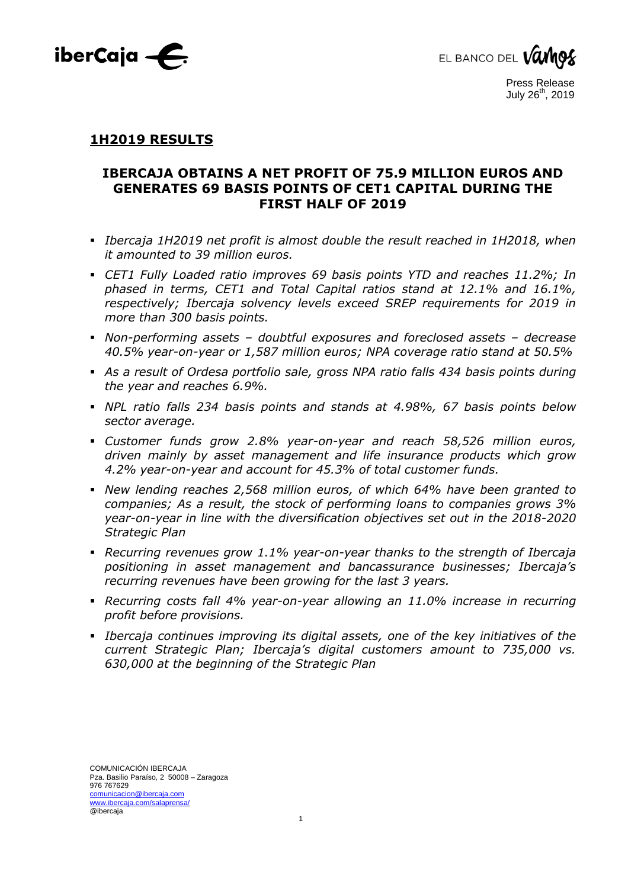Press Release
July 26th, 2019

## 1H2019 RESULTS

## IBERCAJA OBTAINS A NET PROFIT OF 75.9 MILLION EUROS AND GENERATES 69 BASIS POINTS OF CET1 CAPITAL DURING THE FIRST HALF OF 2019

- *Ibercaja 1H2019 net profit is almost double the result reached in 1H2018, when it amounted to 39 million euros.*
- *CET1 Fully Loaded ratio improves 69 basis points YTD and reaches 11.2%; In phased in terms, CET1 and Total Capital ratios stand at 12.1% and 16.1%, respectively; Ibercaja solvency levels exceed SREP requirements for 2019 in more than 300 basis points.*
- *Non-performing assets – doubtful exposures and foreclosed assets – decrease 40.5% year-on-year or 1,587 million euros; NPA coverage ratio stand at 50.5%*
- *As a result of Ordesa portfolio sale, gross NPA ratio falls 434 basis points during the year and reaches 6.9%.*
- *NPL ratio falls 234 basis points and stands at 4.98%, 67 basis points below sector average.*
- *Customer funds grow 2.8% year-on-year and reach 58,526 million euros, driven mainly by asset management and life insurance products which grow 4.2% year-on-year and account for 45.3% of total customer funds.*
- *New lending reaches 2,568 million euros, of which 64% have been granted to companies; As a result, the stock of performing loans to companies grows 3% year-on-year in line with the diversification objectives set out in the 2018-2020 Strategic Plan*
- *Recurring revenues grow 1.1% year-on-year thanks to the strength of Ibercaja positioning in asset management and bancassurance businesses; Ibercaja's recurring revenues have been growing for the last 3 years.*
- *Recurring costs fall 4% year-on-year allowing an 11.0% increase in recurring profit before provisions.*
- *Ibercaja continues improving its digital assets, one of the key initiatives of the current Strategic Plan; Ibercaja's digital customers amount to 735,000 vs. 630,000 at the beginning of the Strategic Plan*

COMUNICACIÓN IBERCAJA
Pza. Basilio Paraíso, 2 50008 – Zaragoza
976 767629
comunicacion@ibercaja.com
www.ibercaja.com/salaprensa/
@ibercaja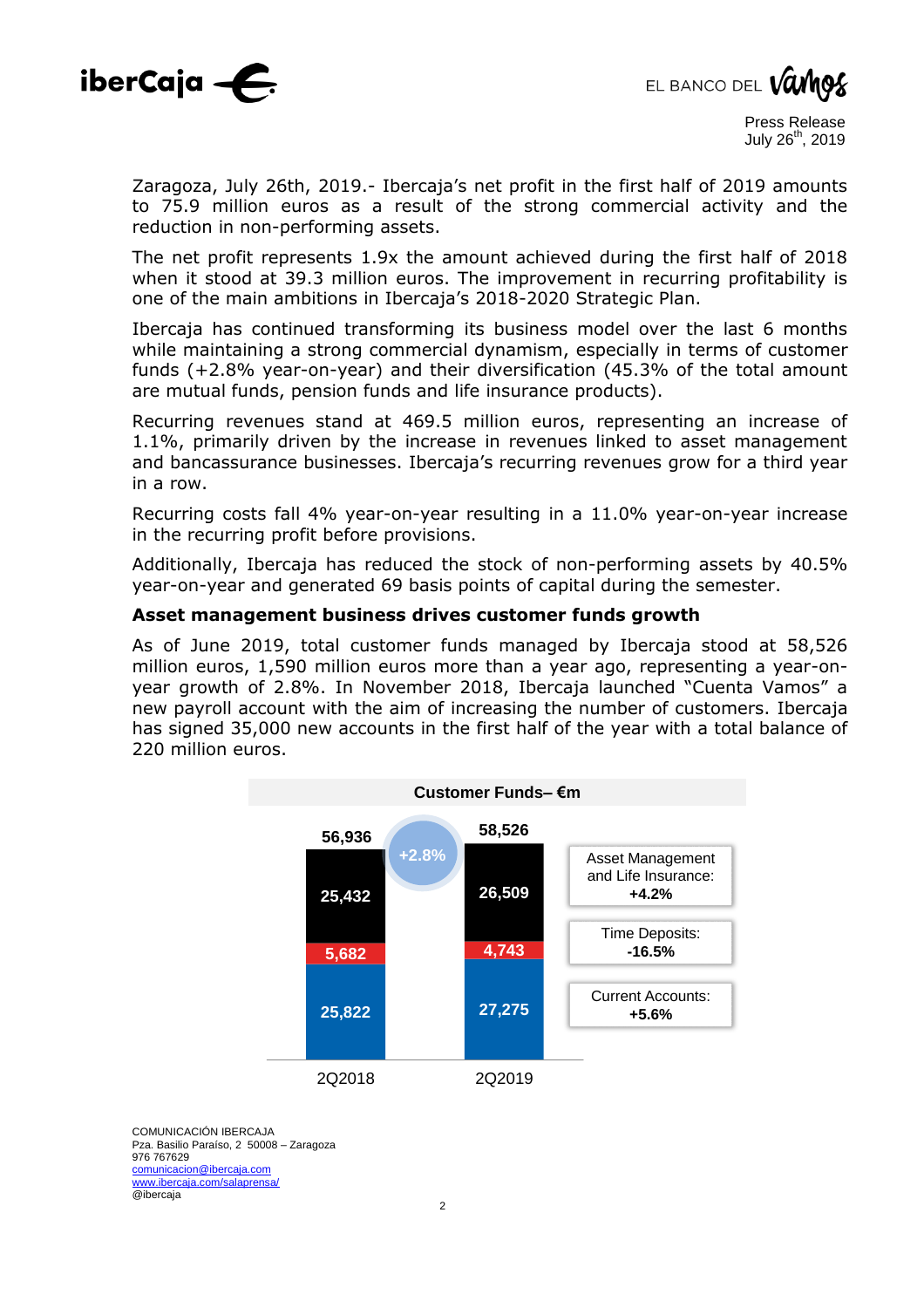Zaragoza, July 26th, 2019.- Ibercaja's net profit in the first half of 2019 amounts to 75.9 million euros as a result of the strong commercial activity and the reduction in non-performing assets.

The net profit represents 1.9x the amount achieved during the first half of 2018 when it stood at 39.3 million euros. The improvement in recurring profitability is one of the main ambitions in Ibercaja's 2018-2020 Strategic Plan.

Ibercaja has continued transforming its business model over the last 6 months while maintaining a strong commercial dynamism, especially in terms of customer funds (+2.8% year-on-year) and their diversification (45.3% of the total amount are mutual funds, pension funds and life insurance products).

Recurring revenues stand at 469.5 million euros, representing an increase of 1.1%, primarily driven by the increase in revenues linked to asset management and bancassurance businesses. Ibercaja's recurring revenues grow for a third year in a row.

Recurring costs fall 4% year-on-year resulting in a 11.0% year-on-year increase in the recurring profit before provisions.

Additionally, Ibercaja has reduced the stock of non-performing assets by 40.5% year-on-year and generated 69 basis points of capital during the semester.

**Asset management business drives customer funds growth**

As of June 2019, total customer funds managed by Ibercaja stood at 58,526 million euros, 1,590 million euros more than a year ago, representing a year-on-year growth of 2.8%. In November 2018, Ibercaja launched "Cuenta Vamos" a new payroll account with the aim of increasing the number of customers. Ibercaja has signed 35,000 new accounts in the first half of the year with a total balance of 220 million euros.

**Customer Funds– €m**

| | 2Q2018 | 2Q2019 | Change |
|---|---|---|---|
| Asset Management and Life Insurance | 25,432 | 26,509 | +4.2% |
| Time Deposits | 5,682 | 4,743 | -16.5% |
| Current Accounts | 25,822 | 27,275 | +5.6% |
| Total | 56,936 | 58,526 | +2.8% |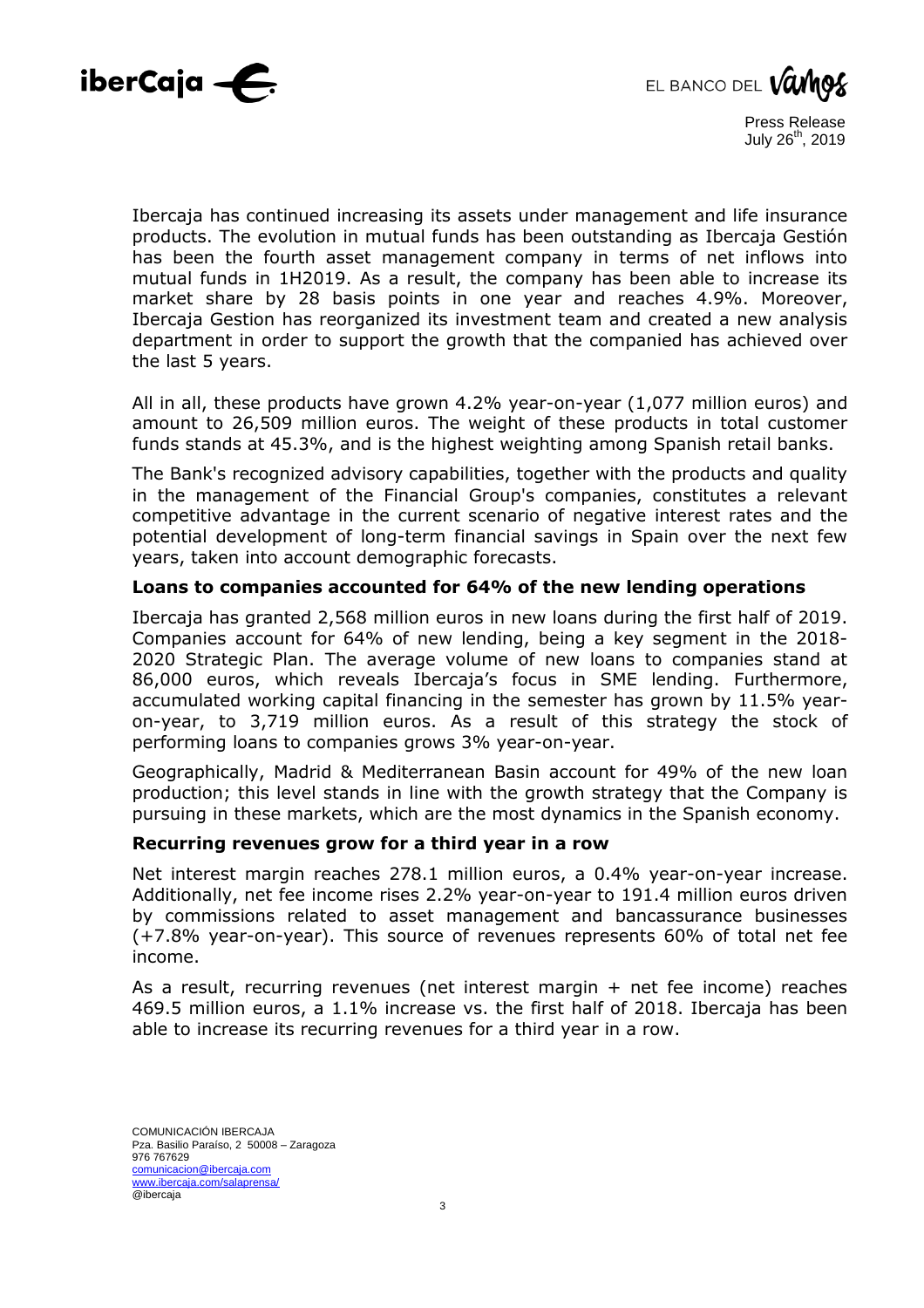Ibercaja has continued increasing its assets under management and life insurance products. The evolution in mutual funds has been outstanding as Ibercaja Gestión has been the fourth asset management company in terms of net inflows into mutual funds in 1H2019. As a result, the company has been able to increase its market share by 28 basis points in one year and reaches 4.9%. Moreover, Ibercaja Gestion has reorganized its investment team and created a new analysis department in order to support the growth that the companied has achieved over the last 5 years.

All in all, these products have grown 4.2% year-on-year (1,077 million euros) and amount to 26,509 million euros. The weight of these products in total customer funds stands at 45.3%, and is the highest weighting among Spanish retail banks.

The Bank's recognized advisory capabilities, together with the products and quality in the management of the Financial Group's companies, constitutes a relevant competitive advantage in the current scenario of negative interest rates and the potential development of long-term financial savings in Spain over the next few years, taken into account demographic forecasts.

## Loans to companies accounted for 64% of the new lending operations

Ibercaja has granted 2,568 million euros in new loans during the first half of 2019. Companies account for 64% of new lending, being a key segment in the 2018-2020 Strategic Plan. The average volume of new loans to companies stand at 86,000 euros, which reveals Ibercaja's focus in SME lending. Furthermore, accumulated working capital financing in the semester has grown by 11.5% year-on-year, to 3,719 million euros. As a result of this strategy the stock of performing loans to companies grows 3% year-on-year.

Geographically, Madrid & Mediterranean Basin account for 49% of the new loan production; this level stands in line with the growth strategy that the Company is pursuing in these markets, which are the most dynamics in the Spanish economy.

## Recurring revenues grow for a third year in a row

Net interest margin reaches 278.1 million euros, a 0.4% year-on-year increase. Additionally, net fee income rises 2.2% year-on-year to 191.4 million euros driven by commissions related to asset management and bancassurance businesses (+7.8% year-on-year). This source of revenues represents 60% of total net fee income.

As a result, recurring revenues (net interest margin + net fee income) reaches 469.5 million euros, a 1.1% increase vs. the first half of 2018. Ibercaja has been able to increase its recurring revenues for a third year in a row.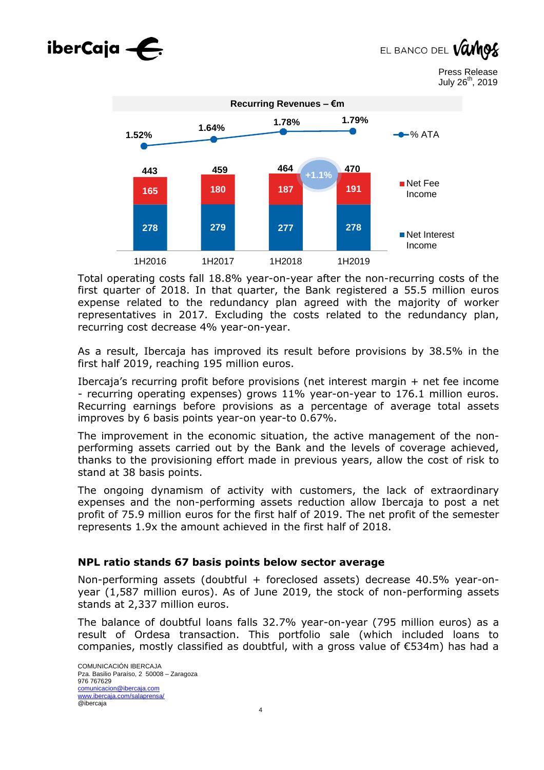**Recurring Revenues – €m**

| | 1H2016 | 1H2017 | 1H2018 | 1H2019 |
|---|---|---|---|---|
| Net Interest Income | 278 | 279 | 277 | 278 |
| Net Fee Income | 165 | 180 | 187 | 191 |
| Total | 443 | 459 | 464 | 470 |
| % ATA | 1.52% | 1.64% | 1.78% | 1.79% |

+1.1%

Total operating costs fall 18.8% year-on-year after the non-recurring costs of the first quarter of 2018. In that quarter, the Bank registered a 55.5 million euros expense related to the redundancy plan agreed with the majority of worker representatives in 2017. Excluding the costs related to the redundancy plan, recurring cost decrease 4% year-on-year.

As a result, Ibercaja has improved its result before provisions by 38.5% in the first half 2019, reaching 195 million euros.

Ibercaja's recurring profit before provisions (net interest margin + net fee income - recurring operating expenses) grows 11% year-on-year to 176.1 million euros. Recurring earnings before provisions as a percentage of average total assets improves by 6 basis points year-on year-to 0.67%.

The improvement in the economic situation, the active management of the non-performing assets carried out by the Bank and the levels of coverage achieved, thanks to the provisioning effort made in previous years, allow the cost of risk to stand at 38 basis points.

The ongoing dynamism of activity with customers, the lack of extraordinary expenses and the non-performing assets reduction allow Ibercaja to post a net profit of 75.9 million euros for the first half of 2019. The net profit of the semester represents 1.9x the amount achieved in the first half of 2018.

## NPL ratio stands 67 basis points below sector average

Non-performing assets (doubtful + foreclosed assets) decrease 40.5% year-on-year (1,587 million euros). As of June 2019, the stock of non-performing assets stands at 2,337 million euros.

The balance of doubtful loans falls 32.7% year-on-year (795 million euros) as a result of Ordesa transaction. This portfolio sale (which included loans to companies, mostly classified as doubtful, with a gross value of €534m) has had a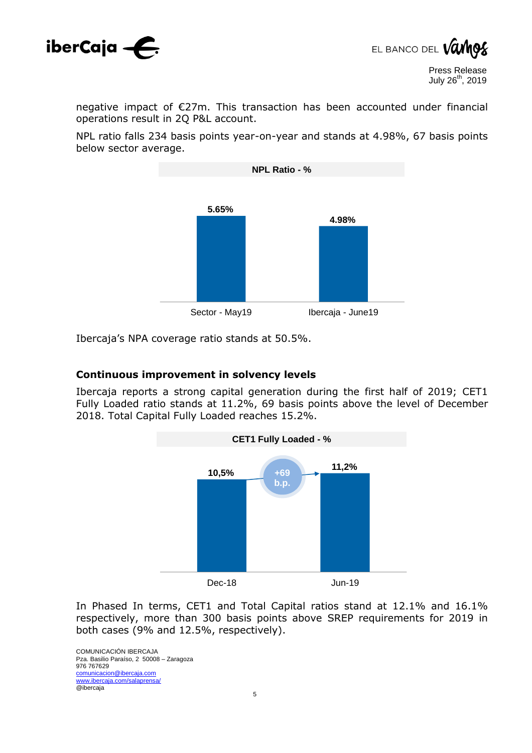negative impact of €27m. This transaction has been accounted under financial operations result in 2Q P&L account.

NPL ratio falls 234 basis points year-on-year and stands at 4.98%, 67 basis points below sector average.

**NPL Ratio - %**

| | NPL Ratio - % |
|---|---|
| Sector - May19 | 5.65% |
| Ibercaja - June19 | 4.98% |

Ibercaja's NPA coverage ratio stands at 50.5%.

### Continuous improvement in solvency levels

Ibercaja reports a strong capital generation during the first half of 2019; CET1 Fully Loaded ratio stands at 11.2%, 69 basis points above the level of December 2018. Total Capital Fully Loaded reaches 15.2%.

**CET1 Fully Loaded - %**

| | CET1 Fully Loaded - % |
|---|---|
| Dec-18 | 10,5% |
| Jun-19 | 11,2% |

+69 b.p.

In Phased In terms, CET1 and Total Capital ratios stand at 12.1% and 16.1% respectively, more than 300 basis points above SREP requirements for 2019 in both cases (9% and 12.5%, respectively).

COMUNICACIÓN IBERCAJA
Pza. Basilio Paraíso, 2 50008 – Zaragoza
976 767629
comunicacion@ibercaja.com
www.ibercaja.com/salaprensa/
@ibercaja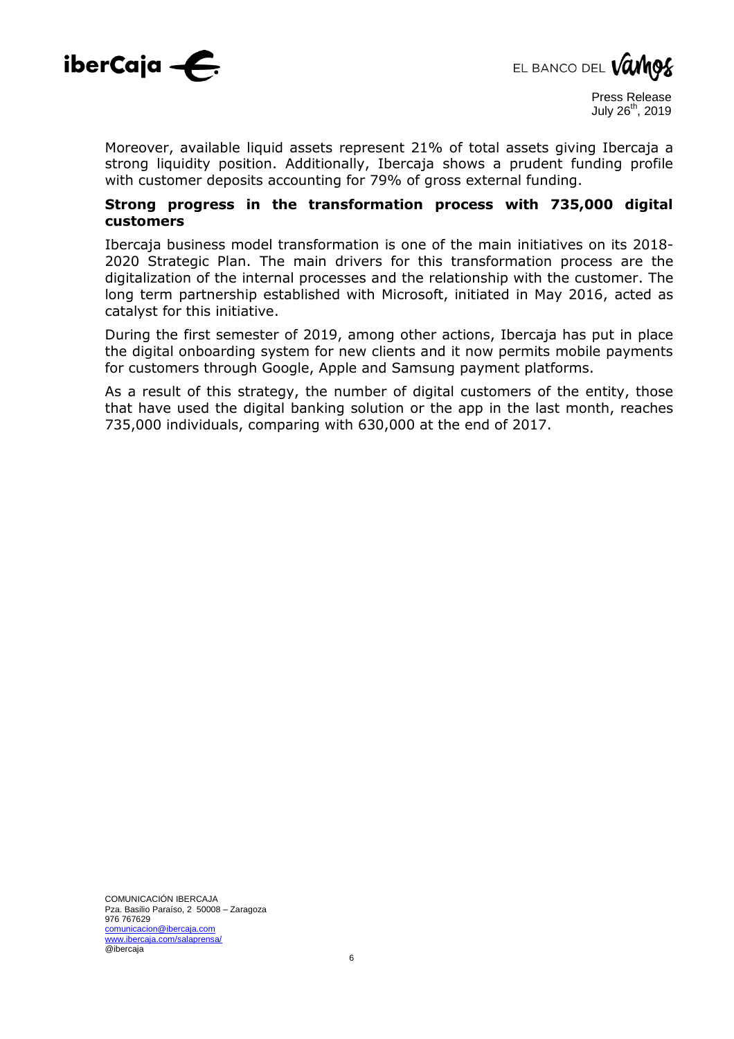Moreover, available liquid assets represent 21% of total assets giving Ibercaja a strong liquidity position. Additionally, Ibercaja shows a prudent funding profile with customer deposits accounting for 79% of gross external funding.

## Strong progress in the transformation process with 735,000 digital customers

Ibercaja business model transformation is one of the main initiatives on its 2018-2020 Strategic Plan. The main drivers for this transformation process are the digitalization of the internal processes and the relationship with the customer. The long term partnership established with Microsoft, initiated in May 2016, acted as catalyst for this initiative.

During the first semester of 2019, among other actions, Ibercaja has put in place the digital onboarding system for new clients and it now permits mobile payments for customers through Google, Apple and Samsung payment platforms.

As a result of this strategy, the number of digital customers of the entity, those that have used the digital banking solution or the app in the last month, reaches 735,000 individuals, comparing with 630,000 at the end of 2017.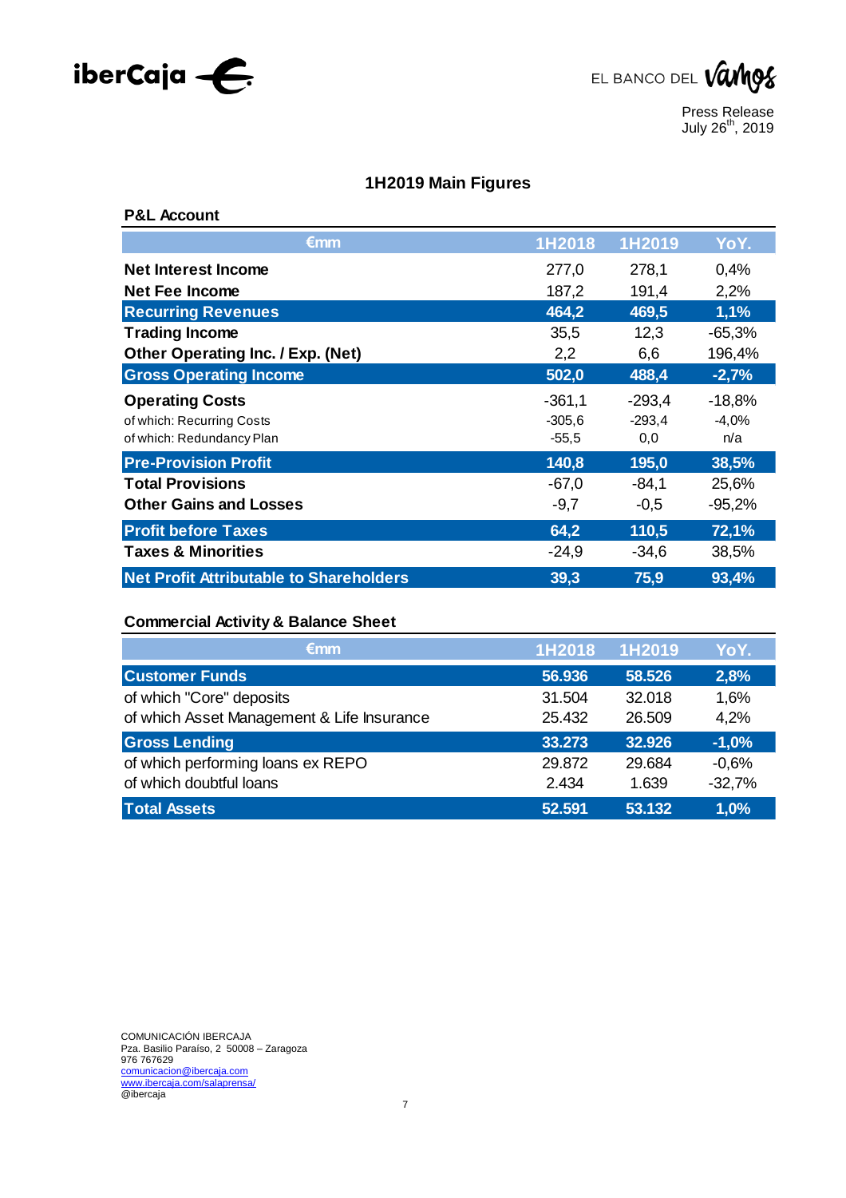Press Release
July 26th, 2019

## 1H2019 Main Figures

**P&L Account**

| €mm | 1H2018 | 1H2019 | YoY. |
|---|---|---|---|
| **Net Interest Income** | 277,0 | 278,1 | 0,4% |
| **Net Fee Income** | 187,2 | 191,4 | 2,2% |
| **Recurring Revenues** | **464,2** | **469,5** | **1,1%** |
| **Trading Income** | 35,5 | 12,3 | -65,3% |
| **Other Operating Inc. / Exp. (Net)** | 2,2 | 6,6 | 196,4% |
| **Gross Operating Income** | **502,0** | **488,4** | **-2,7%** |
| **Operating Costs** | -361,1 | -293,4 | -18,8% |
| of which: Recurring Costs | -305,6 | -293,4 | -4,0% |
| of which: Redundancy Plan | -55,5 | 0,0 | n/a |
| **Pre-Provision Profit** | **140,8** | **195,0** | **38,5%** |
| **Total Provisions** | -67,0 | -84,1 | 25,6% |
| **Other Gains and Losses** | -9,7 | -0,5 | -95,2% |
| **Profit before Taxes** | **64,2** | **110,5** | **72,1%** |
| **Taxes & Minorities** | -24,9 | -34,6 | 38,5% |
| **Net Profit Attributable to Shareholders** | **39,3** | **75,9** | **93,4%** |

**Commercial Activity & Balance Sheet**

| €mm | 1H2018 | 1H2019 | YoY. |
|---|---|---|---|
| **Customer Funds** | **56.936** | **58.526** | **2,8%** |
| of which "Core" deposits | 31.504 | 32.018 | 1,6% |
| of which Asset Management & Life Insurance | 25.432 | 26.509 | 4,2% |
| **Gross Lending** | **33.273** | **32.926** | **-1,0%** |
| of which performing loans ex REPO | 29.872 | 29.684 | -0,6% |
| of which doubtful loans | 2.434 | 1.639 | -32,7% |
| **Total Assets** | **52.591** | **53.132** | **1,0%** |

COMUNICACIÓN IBERCAJA
Pza. Basilio Paraíso, 2 50008 – Zaragoza
976 767629
comunicacion@ibercaja.com
www.ibercaja.com/salaprensa/
@ibercaja